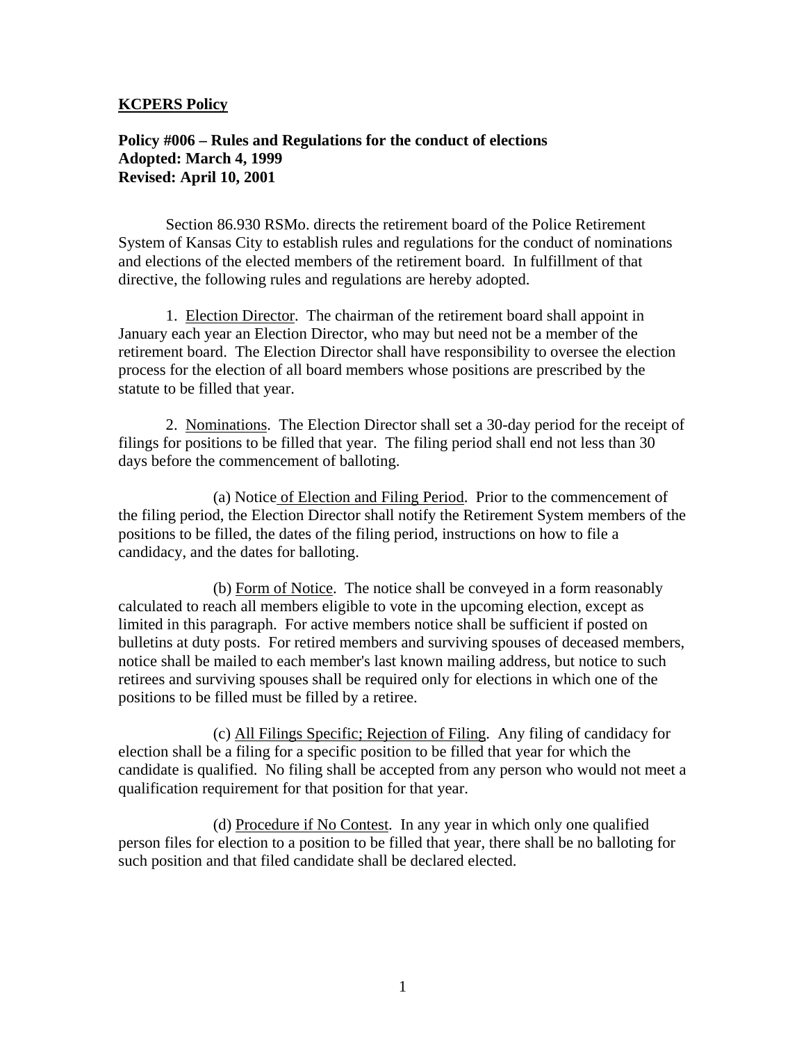**KCPERS Policy**

**Policy #006 – Rules and Regulations for the conduct of elections**
**Adopted: March 4, 1999**
**Revised: April 10, 2001**

Section 86.930 RSMo. directs the retirement board of the Police Retirement System of Kansas City to establish rules and regulations for the conduct of nominations and elections of the elected members of the retirement board. In fulfillment of that directive, the following rules and regulations are hereby adopted.

1. Election Director. The chairman of the retirement board shall appoint in January each year an Election Director, who may but need not be a member of the retirement board. The Election Director shall have responsibility to oversee the election process for the election of all board members whose positions are prescribed by the statute to be filled that year.

2. Nominations. The Election Director shall set a 30-day period for the receipt of filings for positions to be filled that year. The filing period shall end not less than 30 days before the commencement of balloting.

(a) Notice of Election and Filing Period. Prior to the commencement of the filing period, the Election Director shall notify the Retirement System members of the positions to be filled, the dates of the filing period, instructions on how to file a candidacy, and the dates for balloting.

(b) Form of Notice. The notice shall be conveyed in a form reasonably calculated to reach all members eligible to vote in the upcoming election, except as limited in this paragraph. For active members notice shall be sufficient if posted on bulletins at duty posts. For retired members and surviving spouses of deceased members, notice shall be mailed to each member's last known mailing address, but notice to such retirees and surviving spouses shall be required only for elections in which one of the positions to be filled must be filled by a retiree.

(c) All Filings Specific; Rejection of Filing. Any filing of candidacy for election shall be a filing for a specific position to be filled that year for which the candidate is qualified. No filing shall be accepted from any person who would not meet a qualification requirement for that position for that year.

(d) Procedure if No Contest. In any year in which only one qualified person files for election to a position to be filled that year, there shall be no balloting for such position and that filed candidate shall be declared elected.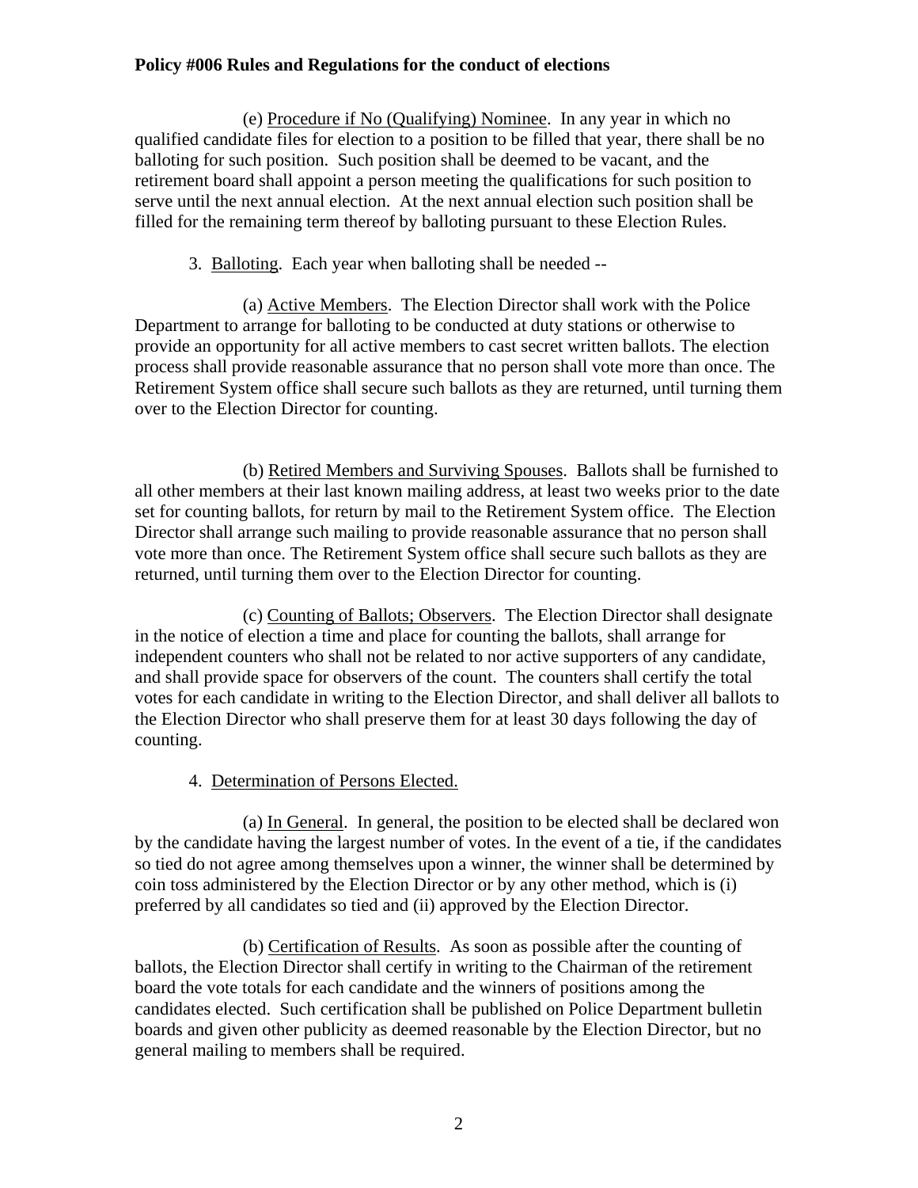**Policy #006 Rules and Regulations for the conduct of elections**

(e) Procedure if No (Qualifying) Nominee. In any year in which no qualified candidate files for election to a position to be filled that year, there shall be no balloting for such position. Such position shall be deemed to be vacant, and the retirement board shall appoint a person meeting the qualifications for such position to serve until the next annual election. At the next annual election such position shall be filled for the remaining term thereof by balloting pursuant to these Election Rules.

3. Balloting. Each year when balloting shall be needed --

(a) Active Members. The Election Director shall work with the Police Department to arrange for balloting to be conducted at duty stations or otherwise to provide an opportunity for all active members to cast secret written ballots. The election process shall provide reasonable assurance that no person shall vote more than once. The Retirement System office shall secure such ballots as they are returned, until turning them over to the Election Director for counting.

(b) Retired Members and Surviving Spouses. Ballots shall be furnished to all other members at their last known mailing address, at least two weeks prior to the date set for counting ballots, for return by mail to the Retirement System office. The Election Director shall arrange such mailing to provide reasonable assurance that no person shall vote more than once. The Retirement System office shall secure such ballots as they are returned, until turning them over to the Election Director for counting.

(c) Counting of Ballots; Observers. The Election Director shall designate in the notice of election a time and place for counting the ballots, shall arrange for independent counters who shall not be related to nor active supporters of any candidate, and shall provide space for observers of the count. The counters shall certify the total votes for each candidate in writing to the Election Director, and shall deliver all ballots to the Election Director who shall preserve them for at least 30 days following the day of counting.

4. Determination of Persons Elected.

(a) In General. In general, the position to be elected shall be declared won by the candidate having the largest number of votes. In the event of a tie, if the candidates so tied do not agree among themselves upon a winner, the winner shall be determined by coin toss administered by the Election Director or by any other method, which is (i) preferred by all candidates so tied and (ii) approved by the Election Director.

(b) Certification of Results. As soon as possible after the counting of ballots, the Election Director shall certify in writing to the Chairman of the retirement board the vote totals for each candidate and the winners of positions among the candidates elected. Such certification shall be published on Police Department bulletin boards and given other publicity as deemed reasonable by the Election Director, but no general mailing to members shall be required.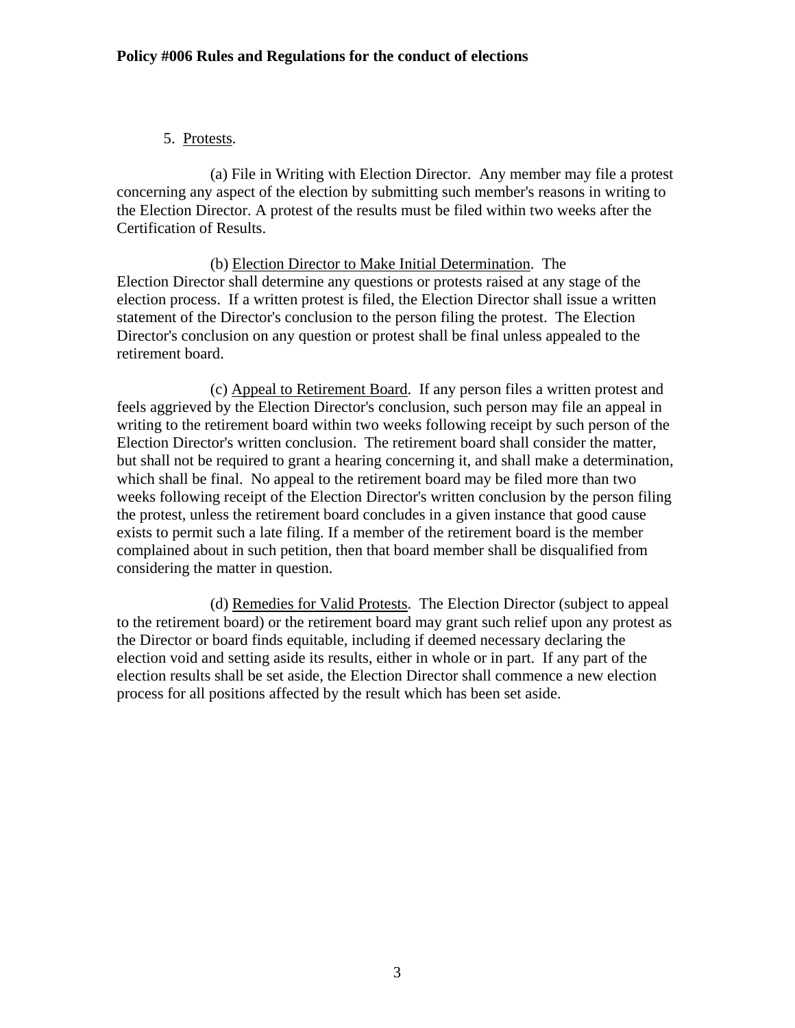5. Protests.

(a) File in Writing with Election Director. Any member may file a protest concerning any aspect of the election by submitting such member's reasons in writing to the Election Director. A protest of the results must be filed within two weeks after the Certification of Results.

(b) Election Director to Make Initial Determination. The Election Director shall determine any questions or protests raised at any stage of the election process. If a written protest is filed, the Election Director shall issue a written statement of the Director's conclusion to the person filing the protest. The Election Director's conclusion on any question or protest shall be final unless appealed to the retirement board.

(c) Appeal to Retirement Board. If any person files a written protest and feels aggrieved by the Election Director's conclusion, such person may file an appeal in writing to the retirement board within two weeks following receipt by such person of the Election Director's written conclusion. The retirement board shall consider the matter, but shall not be required to grant a hearing concerning it, and shall make a determination, which shall be final. No appeal to the retirement board may be filed more than two weeks following receipt of the Election Director's written conclusion by the person filing the protest, unless the retirement board concludes in a given instance that good cause exists to permit such a late filing. If a member of the retirement board is the member complained about in such petition, then that board member shall be disqualified from considering the matter in question.

(d) Remedies for Valid Protests. The Election Director (subject to appeal to the retirement board) or the retirement board may grant such relief upon any protest as the Director or board finds equitable, including if deemed necessary declaring the election void and setting aside its results, either in whole or in part. If any part of the election results shall be set aside, the Election Director shall commence a new election process for all positions affected by the result which has been set aside.